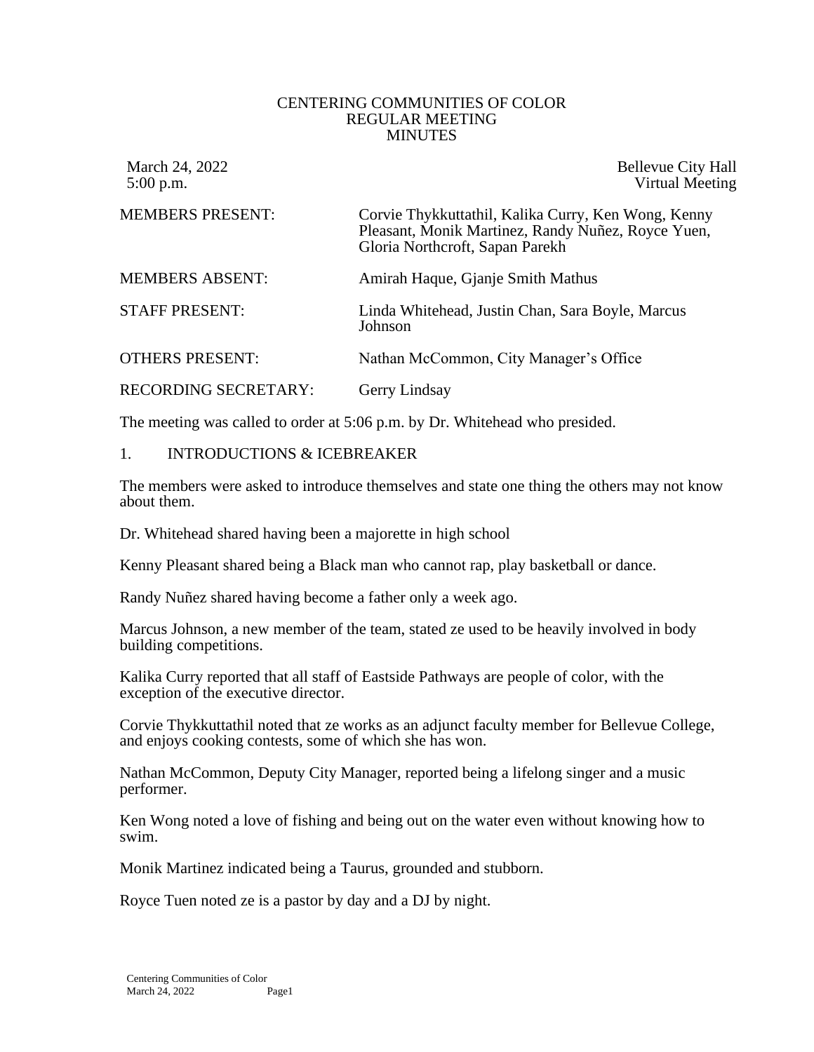CENTERING COMMUNITIES OF COLOR
REGULAR MEETING
MINUTES

March 24, 2022 Bellevue City Hall
5:00 p.m. Virtual Meeting

MEMBERS PRESENT: Corvie Thykkuttathil, Kalika Curry, Ken Wong, Kenny Pleasant, Monik Martinez, Randy Nuñez, Royce Yuen, Gloria Northcroft, Sapan Parekh

MEMBERS ABSENT: Amirah Haque, Gjanje Smith Mathus

STAFF PRESENT: Linda Whitehead, Justin Chan, Sara Boyle, Marcus Johnson

OTHERS PRESENT: Nathan McCommon, City Manager's Office

RECORDING SECRETARY: Gerry Lindsay

The meeting was called to order at 5:06 p.m. by Dr. Whitehead who presided.

1. INTRODUCTIONS & ICEBREAKER

The members were asked to introduce themselves and state one thing the others may not know about them.

Dr. Whitehead shared having been a majorette in high school

Kenny Pleasant shared being a Black man who cannot rap, play basketball or dance.

Randy Nuñez shared having become a father only a week ago.

Marcus Johnson, a new member of the team, stated ze used to be heavily involved in body building competitions.

Kalika Curry reported that all staff of Eastside Pathways are people of color, with the exception of the executive director.

Corvie Thykkuttathil noted that ze works as an adjunct faculty member for Bellevue College, and enjoys cooking contests, some of which she has won.

Nathan McCommon, Deputy City Manager, reported being a lifelong singer and a music performer.

Ken Wong noted a love of fishing and being out on the water even without knowing how to swim.

Monik Martinez indicated being a Taurus, grounded and stubborn.

Royce Tuen noted ze is a pastor by day and a DJ by night.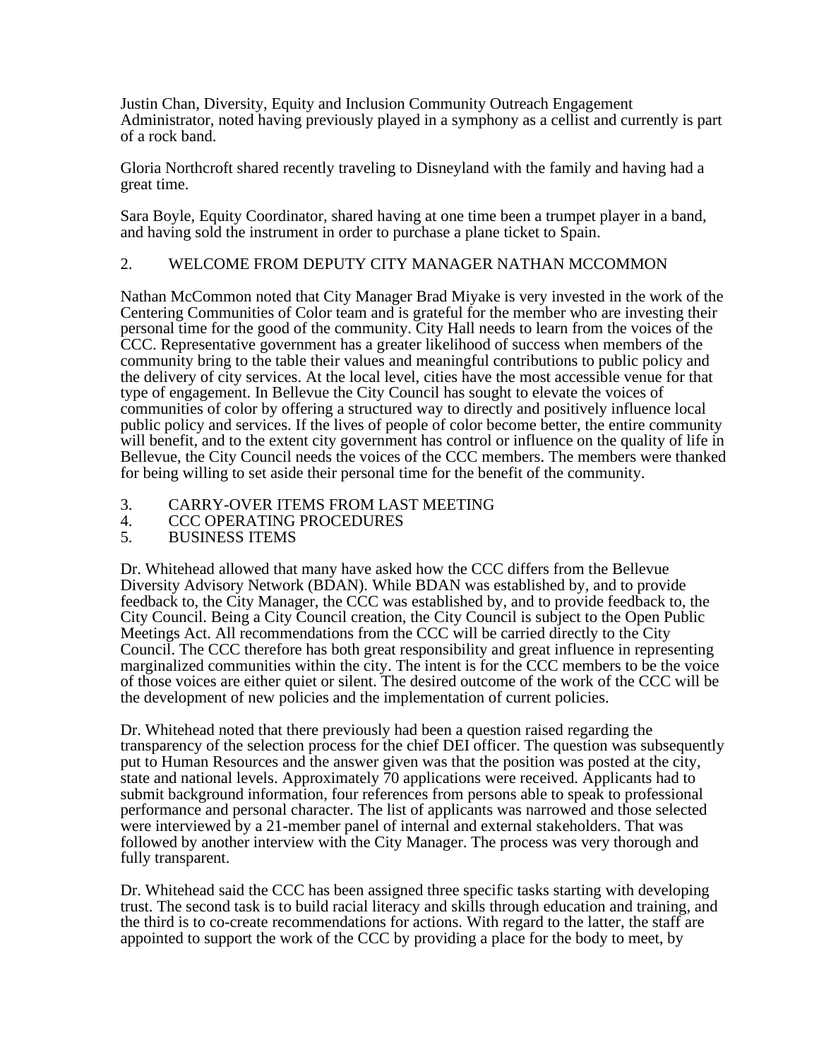Justin Chan, Diversity, Equity and Inclusion Community Outreach Engagement Administrator, noted having previously played in a symphony as a cellist and currently is part of a rock band.

Gloria Northcroft shared recently traveling to Disneyland with the family and having had a great time.

Sara Boyle, Equity Coordinator, shared having at one time been a trumpet player in a band, and having sold the instrument in order to purchase a plane ticket to Spain.

2. WELCOME FROM DEPUTY CITY MANAGER NATHAN MCCOMMON

Nathan McCommon noted that City Manager Brad Miyake is very invested in the work of the Centering Communities of Color team and is grateful for the member who are investing their personal time for the good of the community. City Hall needs to learn from the voices of the CCC. Representative government has a greater likelihood of success when members of the community bring to the table their values and meaningful contributions to public policy and the delivery of city services. At the local level, cities have the most accessible venue for that type of engagement. In Bellevue the City Council has sought to elevate the voices of communities of color by offering a structured way to directly and positively influence local public policy and services. If the lives of people of color become better, the entire community will benefit, and to the extent city government has control or influence on the quality of life in Bellevue, the City Council needs the voices of the CCC members. The members were thanked for being willing to set aside their personal time for the benefit of the community.

3. CARRY-OVER ITEMS FROM LAST MEETING
4. CCC OPERATING PROCEDURES
5. BUSINESS ITEMS

Dr. Whitehead allowed that many have asked how the CCC differs from the Bellevue Diversity Advisory Network (BDAN). While BDAN was established by, and to provide feedback to, the City Manager, the CCC was established by, and to provide feedback to, the City Council. Being a City Council creation, the City Council is subject to the Open Public Meetings Act. All recommendations from the CCC will be carried directly to the City Council. The CCC therefore has both great responsibility and great influence in representing marginalized communities within the city. The intent is for the CCC members to be the voice of those voices are either quiet or silent. The desired outcome of the work of the CCC will be the development of new policies and the implementation of current policies.

Dr. Whitehead noted that there previously had been a question raised regarding the transparency of the selection process for the chief DEI officer. The question was subsequently put to Human Resources and the answer given was that the position was posted at the city, state and national levels. Approximately 70 applications were received. Applicants had to submit background information, four references from persons able to speak to professional performance and personal character. The list of applicants was narrowed and those selected were interviewed by a 21-member panel of internal and external stakeholders. That was followed by another interview with the City Manager. The process was very thorough and fully transparent.

Dr. Whitehead said the CCC has been assigned three specific tasks starting with developing trust. The second task is to build racial literacy and skills through education and training, and the third is to co-create recommendations for actions. With regard to the latter, the staff are appointed to support the work of the CCC by providing a place for the body to meet, by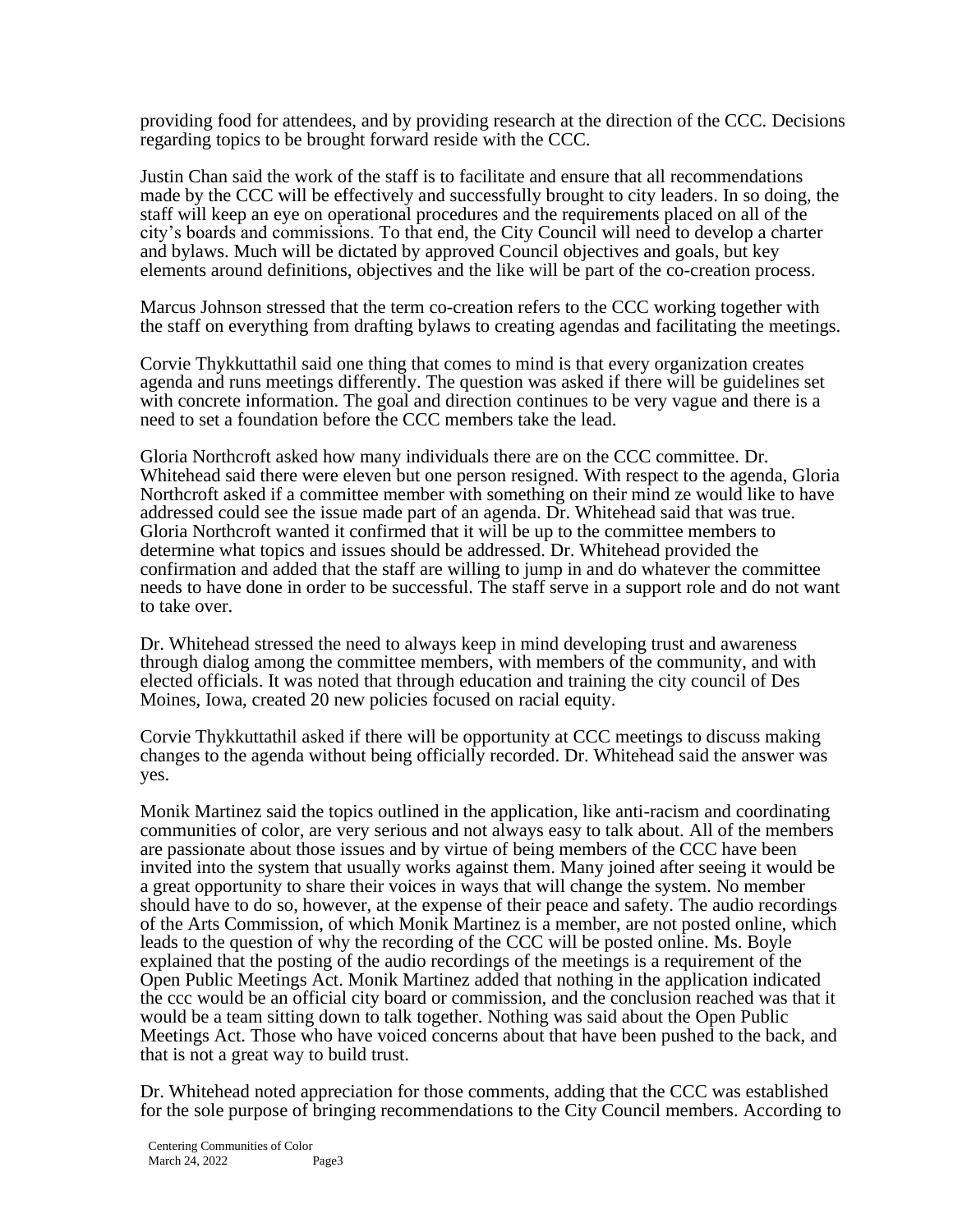providing food for attendees, and by providing research at the direction of the CCC. Decisions regarding topics to be brought forward reside with the CCC.

Justin Chan said the work of the staff is to facilitate and ensure that all recommendations made by the CCC will be effectively and successfully brought to city leaders. In so doing, the staff will keep an eye on operational procedures and the requirements placed on all of the city's boards and commissions. To that end, the City Council will need to develop a charter and bylaws. Much will be dictated by approved Council objectives and goals, but key elements around definitions, objectives and the like will be part of the co-creation process.

Marcus Johnson stressed that the term co-creation refers to the CCC working together with the staff on everything from drafting bylaws to creating agendas and facilitating the meetings.

Corvie Thykkuttathil said one thing that comes to mind is that every organization creates agenda and runs meetings differently. The question was asked if there will be guidelines set with concrete information. The goal and direction continues to be very vague and there is a need to set a foundation before the CCC members take the lead.

Gloria Northcroft asked how many individuals there are on the CCC committee. Dr. Whitehead said there were eleven but one person resigned. With respect to the agenda, Gloria Northcroft asked if a committee member with something on their mind ze would like to have addressed could see the issue made part of an agenda. Dr. Whitehead said that was true. Gloria Northcroft wanted it confirmed that it will be up to the committee members to determine what topics and issues should be addressed. Dr. Whitehead provided the confirmation and added that the staff are willing to jump in and do whatever the committee needs to have done in order to be successful. The staff serve in a support role and do not want to take over.

Dr. Whitehead stressed the need to always keep in mind developing trust and awareness through dialog among the committee members, with members of the community, and with elected officials. It was noted that through education and training the city council of Des Moines, Iowa, created 20 new policies focused on racial equity.

Corvie Thykkuttathil asked if there will be opportunity at CCC meetings to discuss making changes to the agenda without being officially recorded. Dr. Whitehead said the answer was yes.

Monik Martinez said the topics outlined in the application, like anti-racism and coordinating communities of color, are very serious and not always easy to talk about. All of the members are passionate about those issues and by virtue of being members of the CCC have been invited into the system that usually works against them. Many joined after seeing it would be a great opportunity to share their voices in ways that will change the system. No member should have to do so, however, at the expense of their peace and safety. The audio recordings of the Arts Commission, of which Monik Martinez is a member, are not posted online, which leads to the question of why the recording of the CCC will be posted online. Ms. Boyle explained that the posting of the audio recordings of the meetings is a requirement of the Open Public Meetings Act. Monik Martinez added that nothing in the application indicated the ccc would be an official city board or commission, and the conclusion reached was that it would be a team sitting down to talk together. Nothing was said about the Open Public Meetings Act. Those who have voiced concerns about that have been pushed to the back, and that is not a great way to build trust.

Dr. Whitehead noted appreciation for those comments, adding that the CCC was established for the sole purpose of bringing recommendations to the City Council members. According to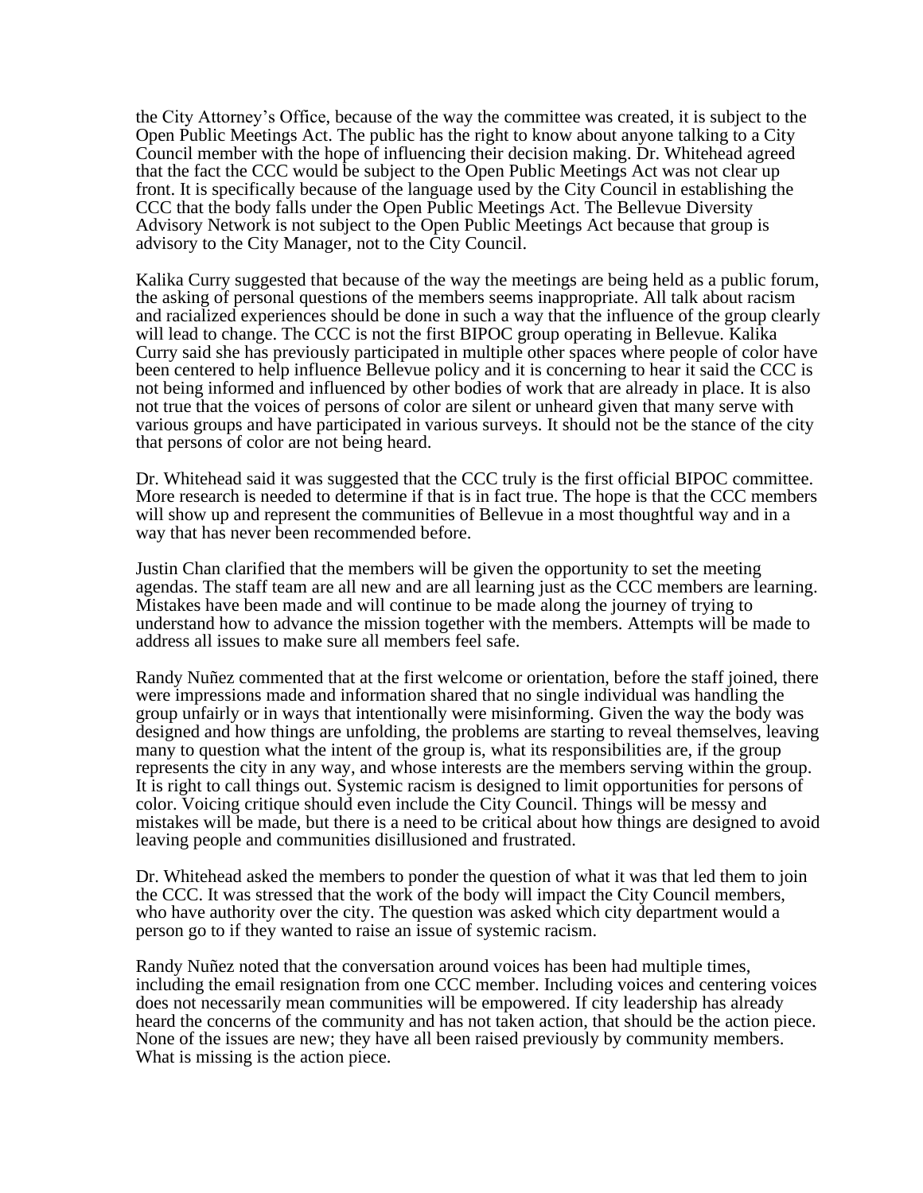the City Attorney's Office, because of the way the committee was created, it is subject to the Open Public Meetings Act. The public has the right to know about anyone talking to a City Council member with the hope of influencing their decision making. Dr. Whitehead agreed that the fact the CCC would be subject to the Open Public Meetings Act was not clear up front. It is specifically because of the language used by the City Council in establishing the CCC that the body falls under the Open Public Meetings Act. The Bellevue Diversity Advisory Network is not subject to the Open Public Meetings Act because that group is advisory to the City Manager, not to the City Council.

Kalika Curry suggested that because of the way the meetings are being held as a public forum, the asking of personal questions of the members seems inappropriate. All talk about racism and racialized experiences should be done in such a way that the influence of the group clearly will lead to change. The CCC is not the first BIPOC group operating in Bellevue. Kalika Curry said she has previously participated in multiple other spaces where people of color have been centered to help influence Bellevue policy and it is concerning to hear it said the CCC is not being informed and influenced by other bodies of work that are already in place. It is also not true that the voices of persons of color are silent or unheard given that many serve with various groups and have participated in various surveys. It should not be the stance of the city that persons of color are not being heard.

Dr. Whitehead said it was suggested that the CCC truly is the first official BIPOC committee. More research is needed to determine if that is in fact true. The hope is that the CCC members will show up and represent the communities of Bellevue in a most thoughtful way and in a way that has never been recommended before.

Justin Chan clarified that the members will be given the opportunity to set the meeting agendas. The staff team are all new and are all learning just as the CCC members are learning. Mistakes have been made and will continue to be made along the journey of trying to understand how to advance the mission together with the members. Attempts will be made to address all issues to make sure all members feel safe.

Randy Nuñez commented that at the first welcome or orientation, before the staff joined, there were impressions made and information shared that no single individual was handling the group unfairly or in ways that intentionally were misinforming. Given the way the body was designed and how things are unfolding, the problems are starting to reveal themselves, leaving many to question what the intent of the group is, what its responsibilities are, if the group represents the city in any way, and whose interests are the members serving within the group. It is right to call things out. Systemic racism is designed to limit opportunities for persons of color. Voicing critique should even include the City Council. Things will be messy and mistakes will be made, but there is a need to be critical about how things are designed to avoid leaving people and communities disillusioned and frustrated.

Dr. Whitehead asked the members to ponder the question of what it was that led them to join the CCC. It was stressed that the work of the body will impact the City Council members, who have authority over the city. The question was asked which city department would a person go to if they wanted to raise an issue of systemic racism.

Randy Nuñez noted that the conversation around voices has been had multiple times, including the email resignation from one CCC member. Including voices and centering voices does not necessarily mean communities will be empowered. If city leadership has already heard the concerns of the community and has not taken action, that should be the action piece. None of the issues are new; they have all been raised previously by community members. What is missing is the action piece.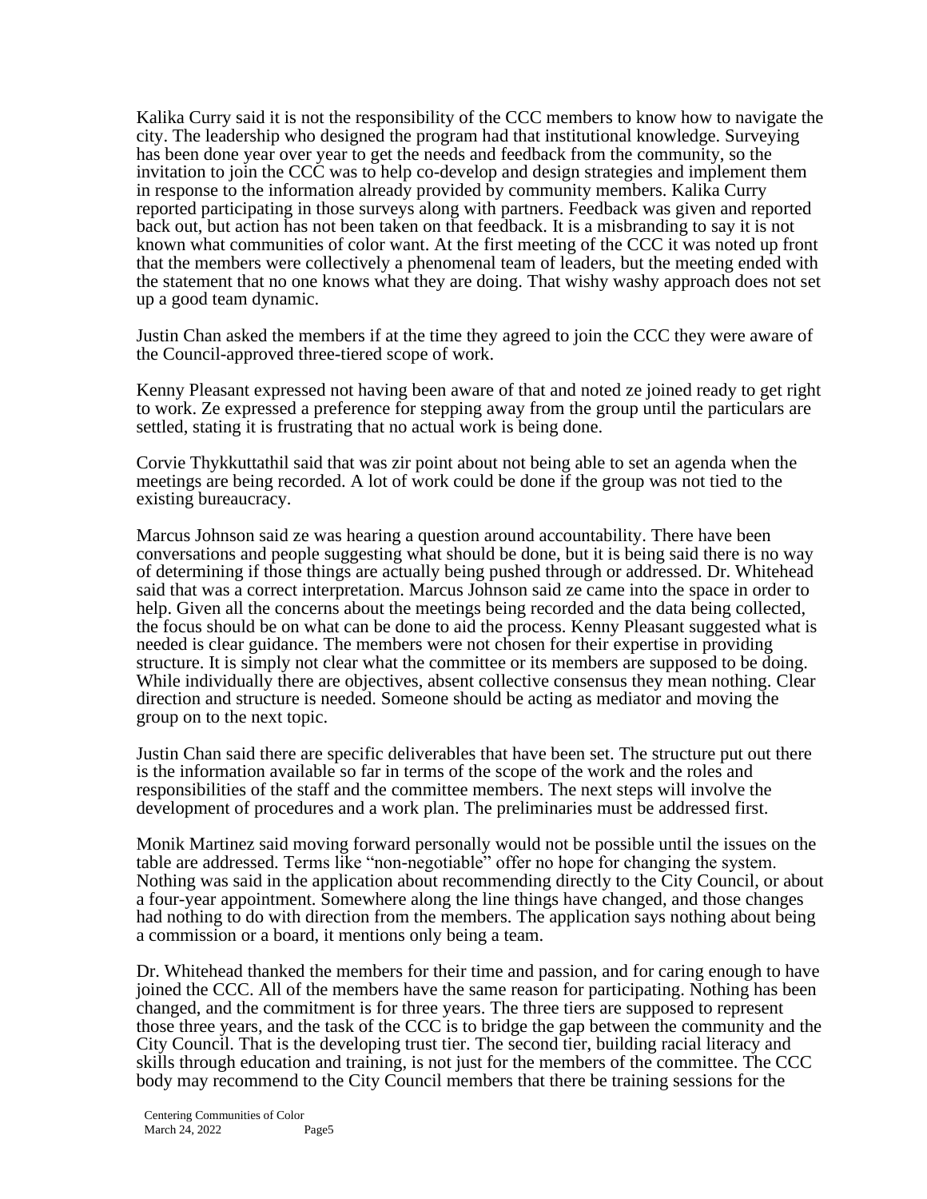Kalika Curry said it is not the responsibility of the CCC members to know how to navigate the city. The leadership who designed the program had that institutional knowledge. Surveying has been done year over year to get the needs and feedback from the community, so the invitation to join the CCC was to help co-develop and design strategies and implement them in response to the information already provided by community members. Kalika Curry reported participating in those surveys along with partners. Feedback was given and reported back out, but action has not been taken on that feedback. It is a misbranding to say it is not known what communities of color want. At the first meeting of the CCC it was noted up front that the members were collectively a phenomenal team of leaders, but the meeting ended with the statement that no one knows what they are doing. That wishy washy approach does not set up a good team dynamic.

Justin Chan asked the members if at the time they agreed to join the CCC they were aware of the Council-approved three-tiered scope of work.

Kenny Pleasant expressed not having been aware of that and noted ze joined ready to get right to work. Ze expressed a preference for stepping away from the group until the particulars are settled, stating it is frustrating that no actual work is being done.

Corvie Thykkuttathil said that was zir point about not being able to set an agenda when the meetings are being recorded. A lot of work could be done if the group was not tied to the existing bureaucracy.

Marcus Johnson said ze was hearing a question around accountability. There have been conversations and people suggesting what should be done, but it is being said there is no way of determining if those things are actually being pushed through or addressed. Dr. Whitehead said that was a correct interpretation. Marcus Johnson said ze came into the space in order to help. Given all the concerns about the meetings being recorded and the data being collected, the focus should be on what can be done to aid the process. Kenny Pleasant suggested what is needed is clear guidance. The members were not chosen for their expertise in providing structure. It is simply not clear what the committee or its members are supposed to be doing. While individually there are objectives, absent collective consensus they mean nothing. Clear direction and structure is needed. Someone should be acting as mediator and moving the group on to the next topic.

Justin Chan said there are specific deliverables that have been set. The structure put out there is the information available so far in terms of the scope of the work and the roles and responsibilities of the staff and the committee members. The next steps will involve the development of procedures and a work plan. The preliminaries must be addressed first.

Monik Martinez said moving forward personally would not be possible until the issues on the table are addressed. Terms like "non-negotiable" offer no hope for changing the system. Nothing was said in the application about recommending directly to the City Council, or about a four-year appointment. Somewhere along the line things have changed, and those changes had nothing to do with direction from the members. The application says nothing about being a commission or a board, it mentions only being a team.

Dr. Whitehead thanked the members for their time and passion, and for caring enough to have joined the CCC. All of the members have the same reason for participating. Nothing has been changed, and the commitment is for three years. The three tiers are supposed to represent those three years, and the task of the CCC is to bridge the gap between the community and the City Council. That is the developing trust tier. The second tier, building racial literacy and skills through education and training, is not just for the members of the committee. The CCC body may recommend to the City Council members that there be training sessions for the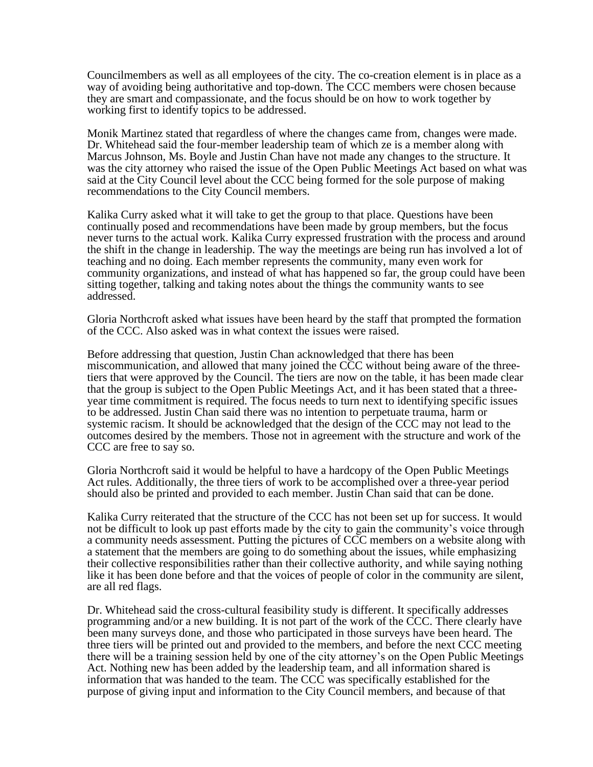Councilmembers as well as all employees of the city. The co-creation element is in place as a way of avoiding being authoritative and top-down. The CCC members were chosen because they are smart and compassionate, and the focus should be on how to work together by working first to identify topics to be addressed.

Monik Martinez stated that regardless of where the changes came from, changes were made. Dr. Whitehead said the four-member leadership team of which ze is a member along with Marcus Johnson, Ms. Boyle and Justin Chan have not made any changes to the structure. It was the city attorney who raised the issue of the Open Public Meetings Act based on what was said at the City Council level about the CCC being formed for the sole purpose of making recommendations to the City Council members.

Kalika Curry asked what it will take to get the group to that place. Questions have been continually posed and recommendations have been made by group members, but the focus never turns to the actual work. Kalika Curry expressed frustration with the process and around the shift in the change in leadership. The way the meetings are being run has involved a lot of teaching and no doing. Each member represents the community, many even work for community organizations, and instead of what has happened so far, the group could have been sitting together, talking and taking notes about the things the community wants to see addressed.

Gloria Northcroft asked what issues have been heard by the staff that prompted the formation of the CCC. Also asked was in what context the issues were raised.

Before addressing that question, Justin Chan acknowledged that there has been miscommunication, and allowed that many joined the CCC without being aware of the three-tiers that were approved by the Council. The tiers are now on the table, it has been made clear that the group is subject to the Open Public Meetings Act, and it has been stated that a three-year time commitment is required. The focus needs to turn next to identifying specific issues to be addressed. Justin Chan said there was no intention to perpetuate trauma, harm or systemic racism. It should be acknowledged that the design of the CCC may not lead to the outcomes desired by the members. Those not in agreement with the structure and work of the CCC are free to say so.

Gloria Northcroft said it would be helpful to have a hardcopy of the Open Public Meetings Act rules. Additionally, the three tiers of work to be accomplished over a three-year period should also be printed and provided to each member. Justin Chan said that can be done.

Kalika Curry reiterated that the structure of the CCC has not been set up for success. It would not be difficult to look up past efforts made by the city to gain the community's voice through a community needs assessment. Putting the pictures of CCC members on a website along with a statement that the members are going to do something about the issues, while emphasizing their collective responsibilities rather than their collective authority, and while saying nothing like it has been done before and that the voices of people of color in the community are silent, are all red flags.

Dr. Whitehead said the cross-cultural feasibility study is different. It specifically addresses programming and/or a new building. It is not part of the work of the CCC. There clearly have been many surveys done, and those who participated in those surveys have been heard. The three tiers will be printed out and provided to the members, and before the next CCC meeting there will be a training session held by one of the city attorney's on the Open Public Meetings Act. Nothing new has been added by the leadership team, and all information shared is information that was handed to the team. The CCC was specifically established for the purpose of giving input and information to the City Council members, and because of that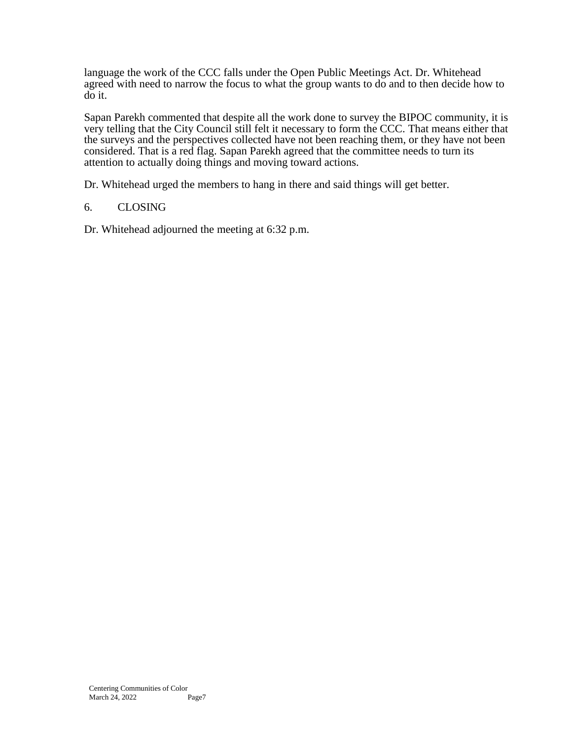language the work of the CCC falls under the Open Public Meetings Act. Dr. Whitehead agreed with need to narrow the focus to what the group wants to do and to then decide how to do it.

Sapan Parekh commented that despite all the work done to survey the BIPOC community, it is very telling that the City Council still felt it necessary to form the CCC. That means either that the surveys and the perspectives collected have not been reaching them, or they have not been considered. That is a red flag. Sapan Parekh agreed that the committee needs to turn its attention to actually doing things and moving toward actions.

Dr. Whitehead urged the members to hang in there and said things will get better.

## 6. CLOSING

Dr. Whitehead adjourned the meeting at 6:32 p.m.